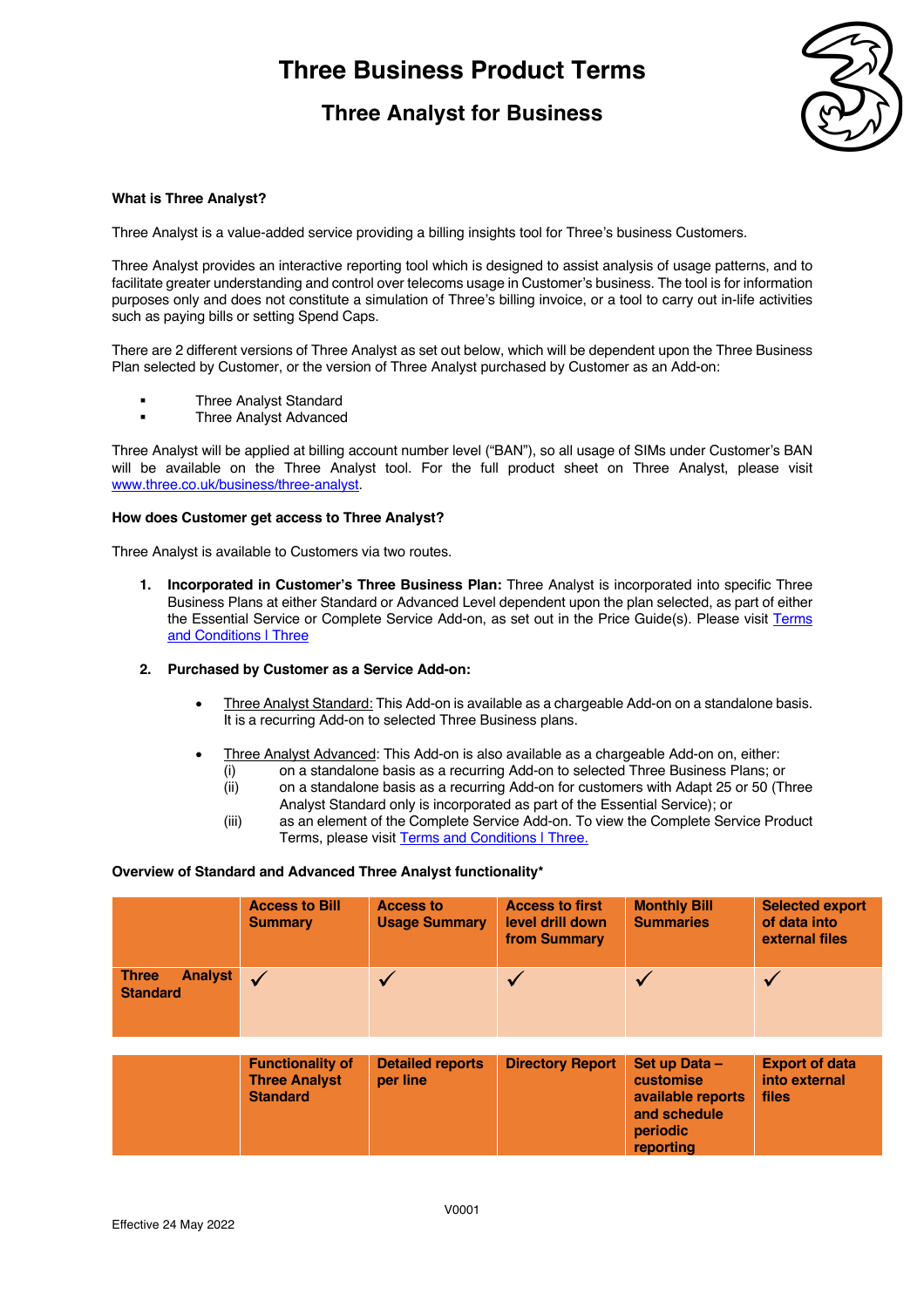# Three Business Product Terms

## Three Analyst for Business

**What is Three Analyst?**

Three Analyst is a value-added service providing a billing insights tool for Three's business Customers.

Three Analyst provides an interactive reporting tool which is designed to assist analysis of usage patterns, and to facilitate greater understanding and control over telecoms usage in Customer's business. The tool is for information purposes only and does not constitute a simulation of Three's billing invoice, or a tool to carry out in-life activities such as paying bills or setting Spend Caps.

There are 2 different versions of Three Analyst as set out below, which will be dependent upon the Three Business Plan selected by Customer, or the version of Three Analyst purchased by Customer as an Add-on:

- Three Analyst Standard
- Three Analyst Advanced

Three Analyst will be applied at billing account number level ("BAN"), so all usage of SIMs under Customer's BAN will be available on the Three Analyst tool. For the full product sheet on Three Analyst, please visit [www.three.co.uk/business/three-analyst](www.three.co.uk/business/three-analyst).

**How does Customer get access to Three Analyst?**

Three Analyst is available to Customers via two routes.

1. **Incorporated in Customer's Three Business Plan:** Three Analyst is incorporated into specific Three Business Plans at either Standard or Advanced Level dependent upon the plan selected, as part of either the Essential Service or Complete Service Add-on, as set out in the Price Guide(s). Please visit [Terms and Conditions | Three]()

2. **Purchased by Customer as a Service Add-on:**

   - Three Analyst Standard: This Add-on is available as a chargeable Add-on on a standalone basis. It is a recurring Add-on to selected Three Business plans.

   - Three Analyst Advanced: This Add-on is also available as a chargeable Add-on on, either:
     (i) on a standalone basis as a recurring Add-on to selected Three Business Plans; or
     (ii) on a standalone basis as a recurring Add-on for customers with Adapt 25 or 50 (Three Analyst Standard only is incorporated as part of the Essential Service); or
     (iii) as an element of the Complete Service Add-on. To view the Complete Service Product Terms, please visit [Terms and Conditions | Three.]()

**Overview of Standard and Advanced Three Analyst functionality***

| | Access to Bill Summary | Access to Usage Summary | Access to first level drill down from Summary | Monthly Bill Summaries | Selected export of data into external files |
|---|---|---|---|---|---|
| **Three Analyst Standard** | ✓ | ✓ | ✓ | ✓ | ✓ |

| | Functionality of Three Analyst Standard | Detailed reports per line | Directory Report | Set up Data – customise available reports and schedule periodic reporting | Export of data into external files |
|---|---|---|---|---|---|

Effective 24 May 2022

V0001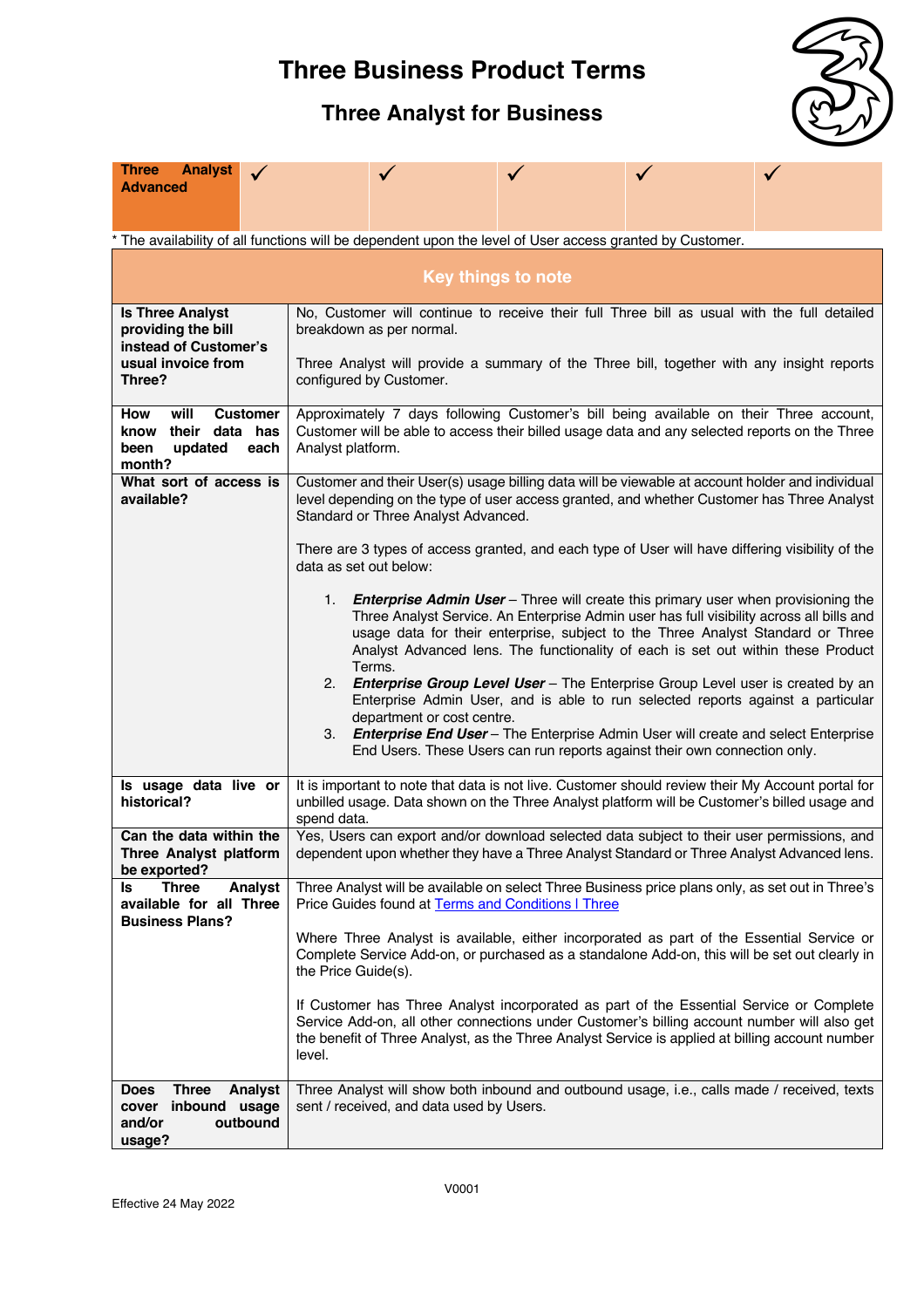# Three Business Product Terms

## Three Analyst for Business

| Three Analyst Advanced | ✓ | ✓ | ✓ | ✓ | ✓ |
|---|---|---|---|---|---|

* The availability of all functions will be dependent upon the level of User access granted by Customer.

| Key things to note | |
|---|---|
| **Is Three Analyst providing the bill instead of Customer's usual invoice from Three?** | No, Customer will continue to receive their full Three bill as usual with the full detailed breakdown as per normal.<br><br>Three Analyst will provide a summary of the Three bill, together with any insight reports configured by Customer. |
| **How will Customer know their data has been updated each month?** | Approximately 7 days following Customer's bill being available on their Three account, Customer will be able to access their billed usage data and any selected reports on the Three Analyst platform. |
| **What sort of access is available?** | Customer and their User(s) usage billing data will be viewable at account holder and individual level depending on the type of user access granted, and whether Customer has Three Analyst Standard or Three Analyst Advanced.<br><br>There are 3 types of access granted, and each type of User will have differing visibility of the data as set out below:<br><br>1. ***Enterprise Admin User*** – Three will create this primary user when provisioning the Three Analyst Service. An Enterprise Admin user has full visibility across all bills and usage data for their enterprise, subject to the Three Analyst Standard or Three Analyst Advanced lens. The functionality of each is set out within these Product Terms.<br>2. ***Enterprise Group Level User*** – The Enterprise Group Level user is created by an Enterprise Admin User, and is able to run selected reports against a particular department or cost centre.<br>3. ***Enterprise End User*** – The Enterprise Admin User will create and select Enterprise End Users. These Users can run reports against their own connection only. |
| **Is usage data live or historical?** | It is important to note that data is not live. Customer should review their My Account portal for unbilled usage. Data shown on the Three Analyst platform will be Customer's billed usage and spend data. |
| **Can the data within the Three Analyst platform be exported?** | Yes, Users can export and/or download selected data subject to their user permissions, and dependent upon whether they have a Three Analyst Standard or Three Analyst Advanced lens. |
| **Is Three Analyst available for all Three Business Plans?** | Three Analyst will be available on select Three Business price plans only, as set out in Three's Price Guides found at [Terms and Conditions I Three](Terms and Conditions I Three)<br><br>Where Three Analyst is available, either incorporated as part of the Essential Service or Complete Service Add-on, or purchased as a standalone Add-on, this will be set out clearly in the Price Guide(s).<br><br>If Customer has Three Analyst incorporated as part of the Essential Service or Complete Service Add-on, all other connections under Customer's billing account number will also get the benefit of Three Analyst, as the Three Analyst Service is applied at billing account number level. |
| **Does Three Analyst cover inbound usage and/or outbound usage?** | Three Analyst will show both inbound and outbound usage, i.e., calls made / received, texts sent / received, and data used by Users. |

Effective 24 May 2022

V0001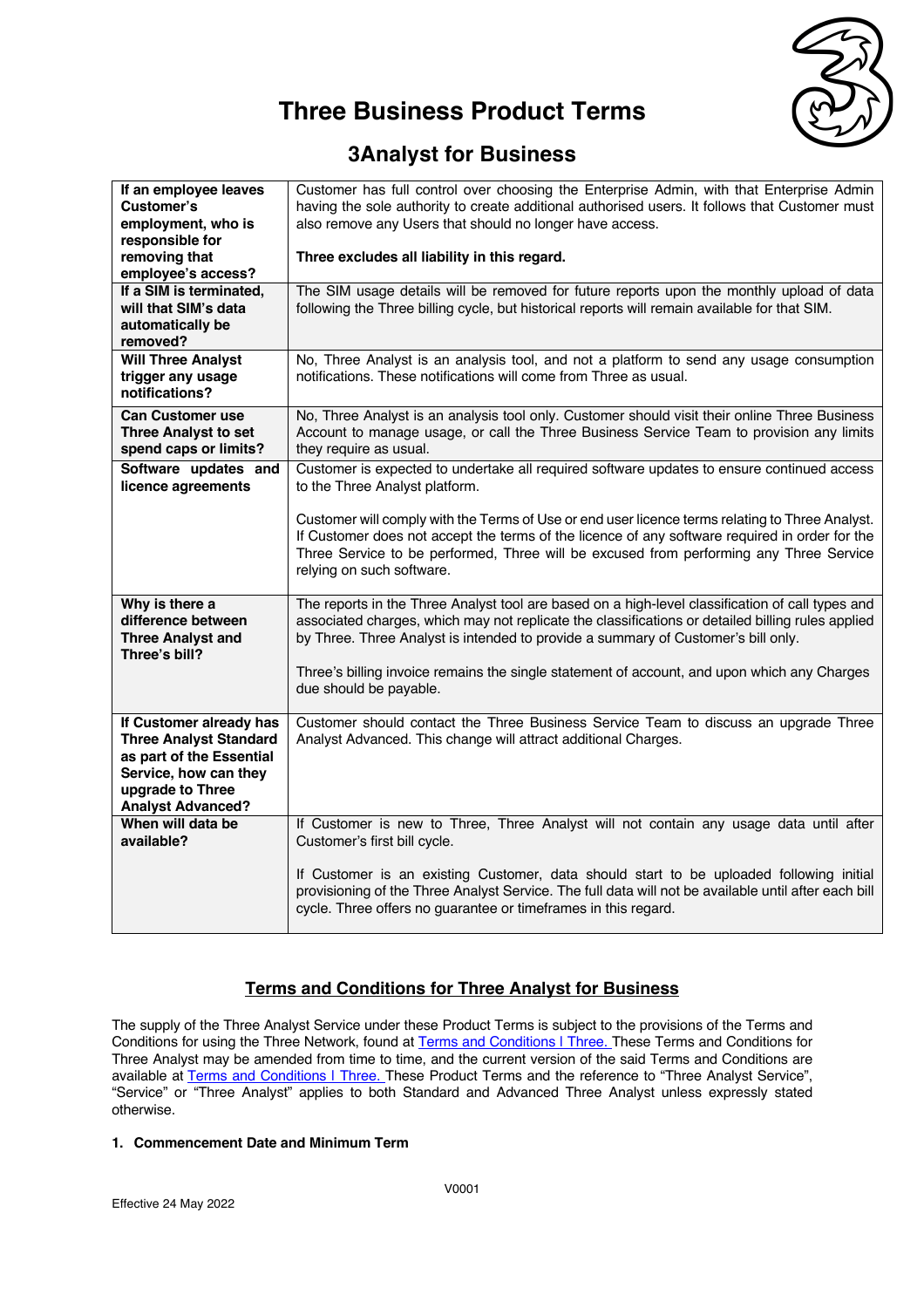# Three Business Product Terms

## 3Analyst for Business

| | |
|---|---|
| **If an employee leaves Customer's employment, who is responsible for removing that employee's access?** | Customer has full control over choosing the Enterprise Admin, with that Enterprise Admin having the sole authority to create additional authorised users. It follows that Customer must also remove any Users that should no longer have access.<br><br>**Three excludes all liability in this regard.** |
| **If a SIM is terminated, will that SIM's data automatically be removed?** | The SIM usage details will be removed for future reports upon the monthly upload of data following the Three billing cycle, but historical reports will remain available for that SIM. |
| **Will Three Analyst trigger any usage notifications?** | No, Three Analyst is an analysis tool, and not a platform to send any usage consumption notifications. These notifications will come from Three as usual. |
| **Can Customer use Three Analyst to set spend caps or limits?** | No, Three Analyst is an analysis tool only. Customer should visit their online Three Business Account to manage usage, or call the Three Business Service Team to provision any limits they require as usual. |
| **Software updates and licence agreements** | Customer is expected to undertake all required software updates to ensure continued access to the Three Analyst platform.<br><br>Customer will comply with the Terms of Use or end user licence terms relating to Three Analyst. If Customer does not accept the terms of the licence of any software required in order for the Three Service to be performed, Three will be excused from performing any Three Service relying on such software. |
| **Why is there a difference between Three Analyst and Three's bill?** | The reports in the Three Analyst tool are based on a high-level classification of call types and associated charges, which may not replicate the classifications or detailed billing rules applied by Three. Three Analyst is intended to provide a summary of Customer's bill only.<br><br>Three's billing invoice remains the single statement of account, and upon which any Charges due should be payable. |
| **If Customer already has Three Analyst Standard as part of the Essential Service, how can they upgrade to Three Analyst Advanced?** | Customer should contact the Three Business Service Team to discuss an upgrade Three Analyst Advanced. This change will attract additional Charges. |
| **When will data be available?** | If Customer is new to Three, Three Analyst will not contain any usage data until after Customer's first bill cycle.<br><br>If Customer is an existing Customer, data should start to be uploaded following initial provisioning of the Three Analyst Service. The full data will not be available until after each bill cycle. Three offers no guarantee or timeframes in this regard. |

### Terms and Conditions for Three Analyst for Business

The supply of the Three Analyst Service under these Product Terms is subject to the provisions of the Terms and Conditions for using the Three Network, found at [Terms and Conditions | Three.](#) These Terms and Conditions for Three Analyst may be amended from time to time, and the current version of the said Terms and Conditions are available at [Terms and Conditions | Three.](#) These Product Terms and the reference to "Three Analyst Service", "Service" or "Three Analyst" applies to both Standard and Advanced Three Analyst unless expressly stated otherwise.

**1. Commencement Date and Minimum Term**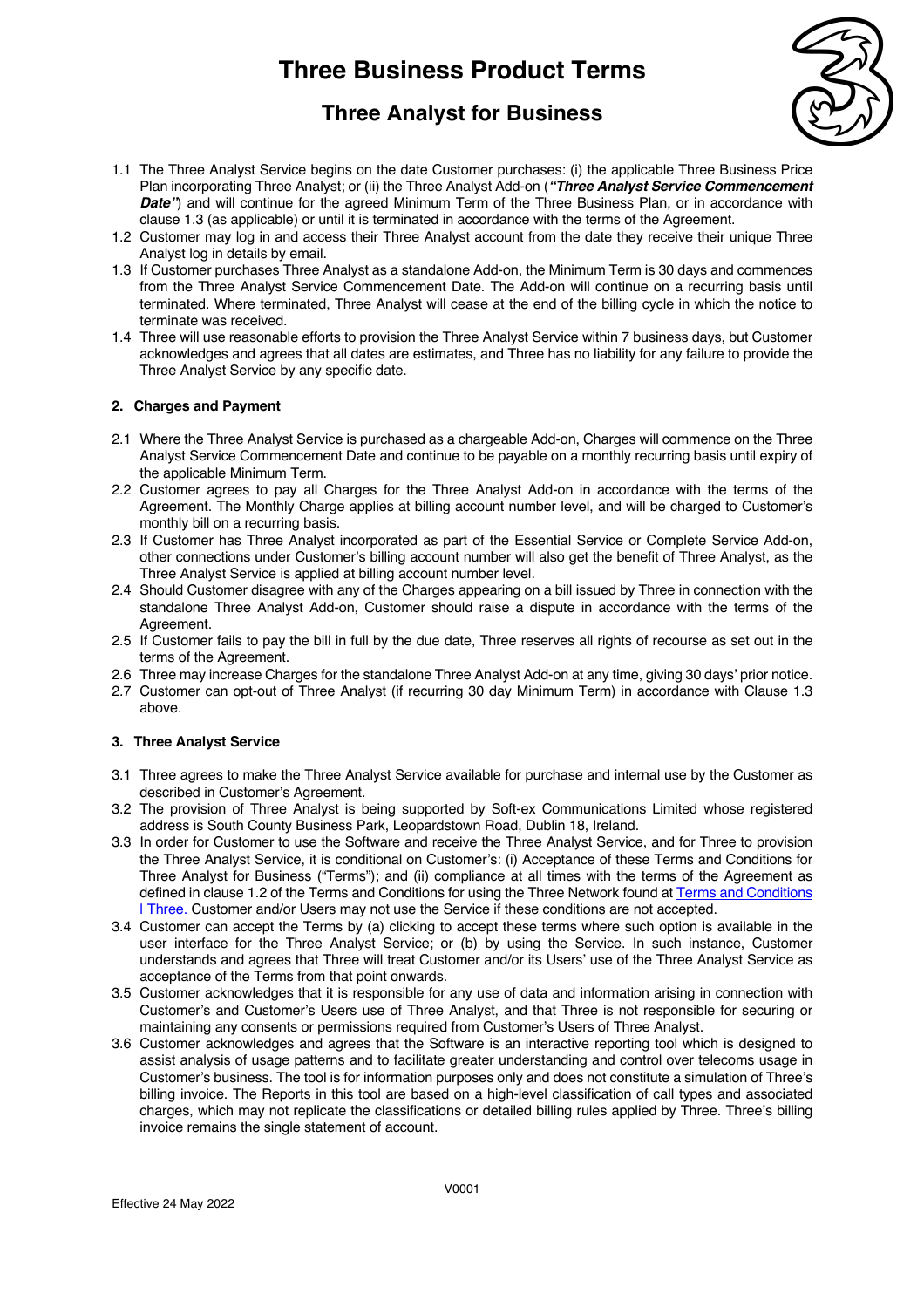# Three Business Product Terms

## Three Analyst for Business

1.1 The Three Analyst Service begins on the date Customer purchases: (i) the applicable Three Business Price Plan incorporating Three Analyst; or (ii) the Three Analyst Add-on (***"Three Analyst Service Commencement Date"***) and will continue for the agreed Minimum Term of the Three Business Plan, or in accordance with clause 1.3 (as applicable) or until it is terminated in accordance with the terms of the Agreement.

1.2 Customer may log in and access their Three Analyst account from the date they receive their unique Three Analyst log in details by email.

1.3 If Customer purchases Three Analyst as a standalone Add-on, the Minimum Term is 30 days and commences from the Three Analyst Service Commencement Date. The Add-on will continue on a recurring basis until terminated. Where terminated, Three Analyst will cease at the end of the billing cycle in which the notice to terminate was received.

1.4 Three will use reasonable efforts to provision the Three Analyst Service within 7 business days, but Customer acknowledges and agrees that all dates are estimates, and Three has no liability for any failure to provide the Three Analyst Service by any specific date.

**2. Charges and Payment**

2.1 Where the Three Analyst Service is purchased as a chargeable Add-on, Charges will commence on the Three Analyst Service Commencement Date and continue to be payable on a monthly recurring basis until expiry of the applicable Minimum Term.

2.2 Customer agrees to pay all Charges for the Three Analyst Add-on in accordance with the terms of the Agreement. The Monthly Charge applies at billing account number level, and will be charged to Customer's monthly bill on a recurring basis.

2.3 If Customer has Three Analyst incorporated as part of the Essential Service or Complete Service Add-on, other connections under Customer's billing account number will also get the benefit of Three Analyst, as the Three Analyst Service is applied at billing account number level.

2.4 Should Customer disagree with any of the Charges appearing on a bill issued by Three in connection with the standalone Three Analyst Add-on, Customer should raise a dispute in accordance with the terms of the Agreement.

2.5 If Customer fails to pay the bill in full by the due date, Three reserves all rights of recourse as set out in the terms of the Agreement.

2.6 Three may increase Charges for the standalone Three Analyst Add-on at any time, giving 30 days' prior notice.

2.7 Customer can opt-out of Three Analyst (if recurring 30 day Minimum Term) in accordance with Clause 1.3 above.

**3. Three Analyst Service**

3.1 Three agrees to make the Three Analyst Service available for purchase and internal use by the Customer as described in Customer's Agreement.

3.2 The provision of Three Analyst is being supported by Soft-ex Communications Limited whose registered address is South County Business Park, Leopardstown Road, Dublin 18, Ireland.

3.3 In order for Customer to use the Software and receive the Three Analyst Service, and for Three to provision the Three Analyst Service, it is conditional on Customer's: (i) Acceptance of these Terms and Conditions for Three Analyst for Business ("Terms"); and (ii) compliance at all times with the terms of the Agreement as defined in clause 1.2 of the Terms and Conditions for using the Three Network found at Terms and Conditions | Three. Customer and/or Users may not use the Service if these conditions are not accepted.

3.4 Customer can accept the Terms by (a) clicking to accept these terms where such option is available in the user interface for the Three Analyst Service; or (b) by using the Service. In such instance, Customer understands and agrees that Three will treat Customer and/or its Users' use of the Three Analyst Service as acceptance of the Terms from that point onwards.

3.5 Customer acknowledges that it is responsible for any use of data and information arising in connection with Customer's and Customer's Users use of Three Analyst, and that Three is not responsible for securing or maintaining any consents or permissions required from Customer's Users of Three Analyst.

3.6 Customer acknowledges and agrees that the Software is an interactive reporting tool which is designed to assist analysis of usage patterns and to facilitate greater understanding and control over telecoms usage in Customer's business. The tool is for information purposes only and does not constitute a simulation of Three's billing invoice. The Reports in this tool are based on a high-level classification of call types and associated charges, which may not replicate the classifications or detailed billing rules applied by Three. Three's billing invoice remains the single statement of account.

V0001

Effective 24 May 2022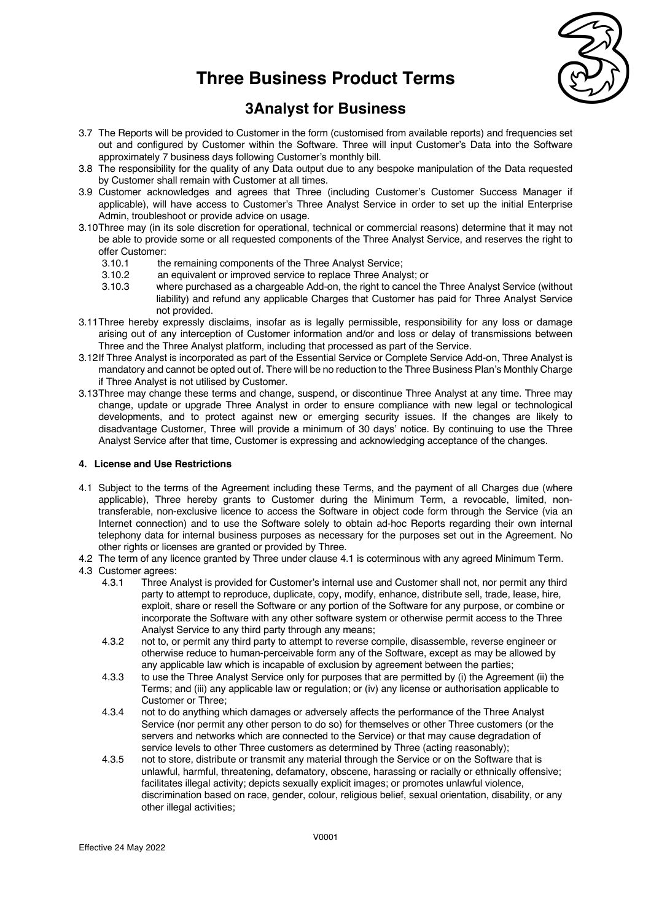# Three Business Product Terms

## 3Analyst for Business

3.7 The Reports will be provided to Customer in the form (customised from available reports) and frequencies set out and configured by Customer within the Software. Three will input Customer's Data into the Software approximately 7 business days following Customer's monthly bill.

3.8 The responsibility for the quality of any Data output due to any bespoke manipulation of the Data requested by Customer shall remain with Customer at all times.

3.9 Customer acknowledges and agrees that Three (including Customer's Customer Success Manager if applicable), will have access to Customer's Three Analyst Service in order to set up the initial Enterprise Admin, troubleshoot or provide advice on usage.

3.10 Three may (in its sole discretion for operational, technical or commercial reasons) determine that it may not be able to provide some or all requested components of the Three Analyst Service, and reserves the right to offer Customer:

- 3.10.1 the remaining components of the Three Analyst Service;
- 3.10.2 an equivalent or improved service to replace Three Analyst; or
- 3.10.3 where purchased as a chargeable Add-on, the right to cancel the Three Analyst Service (without liability) and refund any applicable Charges that Customer has paid for Three Analyst Service not provided.

3.11 Three hereby expressly disclaims, insofar as is legally permissible, responsibility for any loss or damage arising out of any interception of Customer information and/or and loss or delay of transmissions between Three and the Three Analyst platform, including that processed as part of the Service.

3.12 If Three Analyst is incorporated as part of the Essential Service or Complete Service Add-on, Three Analyst is mandatory and cannot be opted out of. There will be no reduction to the Three Business Plan's Monthly Charge if Three Analyst is not utilised by Customer.

3.13 Three may change these terms and change, suspend, or discontinue Three Analyst at any time. Three may change, update or upgrade Three Analyst in order to ensure compliance with new legal or technological developments, and to protect against new or emerging security issues. If the changes are likely to disadvantage Customer, Three will provide a minimum of 30 days' notice. By continuing to use the Three Analyst Service after that time, Customer is expressing and acknowledging acceptance of the changes.

### 4. License and Use Restrictions

4.1 Subject to the terms of the Agreement including these Terms, and the payment of all Charges due (where applicable), Three hereby grants to Customer during the Minimum Term, a revocable, limited, non-transferable, non-exclusive licence to access the Software in object code form through the Service (via an Internet connection) and to use the Software solely to obtain ad-hoc Reports regarding their own internal telephony data for internal business purposes as necessary for the purposes set out in the Agreement. No other rights or licenses are granted or provided by Three.

4.2 The term of any licence granted by Three under clause 4.1 is coterminous with any agreed Minimum Term.

4.3 Customer agrees:

- 4.3.1 Three Analyst is provided for Customer's internal use and Customer shall not, nor permit any third party to attempt to reproduce, duplicate, copy, modify, enhance, distribute sell, trade, lease, hire, exploit, share or resell the Software or any portion of the Software for any purpose, or combine or incorporate the Software with any other software system or otherwise permit access to the Three Analyst Service to any third party through any means;
- 4.3.2 not to, or permit any third party to attempt to reverse compile, disassemble, reverse engineer or otherwise reduce to human-perceivable form any of the Software, except as may be allowed by any applicable law which is incapable of exclusion by agreement between the parties;
- 4.3.3 to use the Three Analyst Service only for purposes that are permitted by (i) the Agreement (ii) the Terms; and (iii) any applicable law or regulation; or (iv) any license or authorisation applicable to Customer or Three;
- 4.3.4 not to do anything which damages or adversely affects the performance of the Three Analyst Service (nor permit any other person to do so) for themselves or other Three customers (or the servers and networks which are connected to the Service) or that may cause degradation of service levels to other Three customers as determined by Three (acting reasonably);
- 4.3.5 not to store, distribute or transmit any material through the Service or on the Software that is unlawful, harmful, threatening, defamatory, obscene, harassing or racially or ethnically offensive; facilitates illegal activity; depicts sexually explicit images; or promotes unlawful violence, discrimination based on race, gender, colour, religious belief, sexual orientation, disability, or any other illegal activities;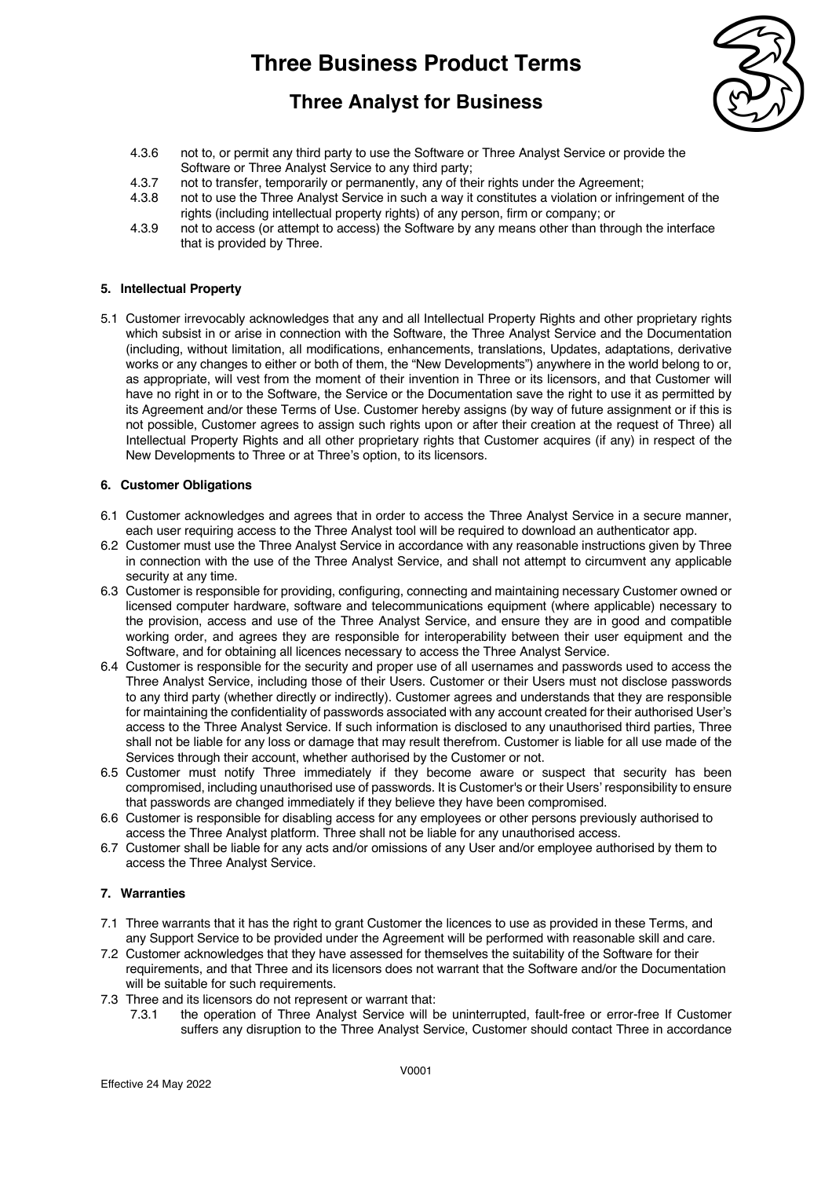4.3.6 not to, or permit any third party to use the Software or Three Analyst Service or provide the Software or Three Analyst Service to any third party;

4.3.7 not to transfer, temporarily or permanently, any of their rights under the Agreement;

4.3.8 not to use the Three Analyst Service in such a way it constitutes a violation or infringement of the rights (including intellectual property rights) of any person, firm or company; or

4.3.9 not to access (or attempt to access) the Software by any means other than through the interface that is provided by Three.

## 5. Intellectual Property

5.1 Customer irrevocably acknowledges that any and all Intellectual Property Rights and other proprietary rights which subsist in or arise in connection with the Software, the Three Analyst Service and the Documentation (including, without limitation, all modifications, enhancements, translations, Updates, adaptations, derivative works or any changes to either or both of them, the "New Developments") anywhere in the world belong to or, as appropriate, will vest from the moment of their invention in Three or its licensors, and that Customer will have no right in or to the Software, the Service or the Documentation save the right to use it as permitted by its Agreement and/or these Terms of Use. Customer hereby assigns (by way of future assignment or if this is not possible, Customer agrees to assign such rights upon or after their creation at the request of Three) all Intellectual Property Rights and all other proprietary rights that Customer acquires (if any) in respect of the New Developments to Three or at Three's option, to its licensors.

## 6. Customer Obligations

6.1 Customer acknowledges and agrees that in order to access the Three Analyst Service in a secure manner, each user requiring access to the Three Analyst tool will be required to download an authenticator app.

6.2 Customer must use the Three Analyst Service in accordance with any reasonable instructions given by Three in connection with the use of the Three Analyst Service, and shall not attempt to circumvent any applicable security at any time.

6.3 Customer is responsible for providing, configuring, connecting and maintaining necessary Customer owned or licensed computer hardware, software and telecommunications equipment (where applicable) necessary to the provision, access and use of the Three Analyst Service, and ensure they are in good and compatible working order, and agrees they are responsible for interoperability between their user equipment and the Software, and for obtaining all licences necessary to access the Three Analyst Service.

6.4 Customer is responsible for the security and proper use of all usernames and passwords used to access the Three Analyst Service, including those of their Users. Customer or their Users must not disclose passwords to any third party (whether directly or indirectly). Customer agrees and understands that they are responsible for maintaining the confidentiality of passwords associated with any account created for their authorised User's access to the Three Analyst Service. If such information is disclosed to any unauthorised third parties, Three shall not be liable for any loss or damage that may result therefrom. Customer is liable for all use made of the Services through their account, whether authorised by the Customer or not.

6.5 Customer must notify Three immediately if they become aware or suspect that security has been compromised, including unauthorised use of passwords. It is Customer's or their Users' responsibility to ensure that passwords are changed immediately if they believe they have been compromised.

6.6 Customer is responsible for disabling access for any employees or other persons previously authorised to access the Three Analyst platform. Three shall not be liable for any unauthorised access.

6.7 Customer shall be liable for any acts and/or omissions of any User and/or employee authorised by them to access the Three Analyst Service.

## 7. Warranties

7.1 Three warrants that it has the right to grant Customer the licences to use as provided in these Terms, and any Support Service to be provided under the Agreement will be performed with reasonable skill and care.

7.2 Customer acknowledges that they have assessed for themselves the suitability of the Software for their requirements, and that Three and its licensors does not warrant that the Software and/or the Documentation will be suitable for such requirements.

7.3 Three and its licensors do not represent or warrant that:

7.3.1 the operation of Three Analyst Service will be uninterrupted, fault-free or error-free If Customer suffers any disruption to the Three Analyst Service, Customer should contact Three in accordance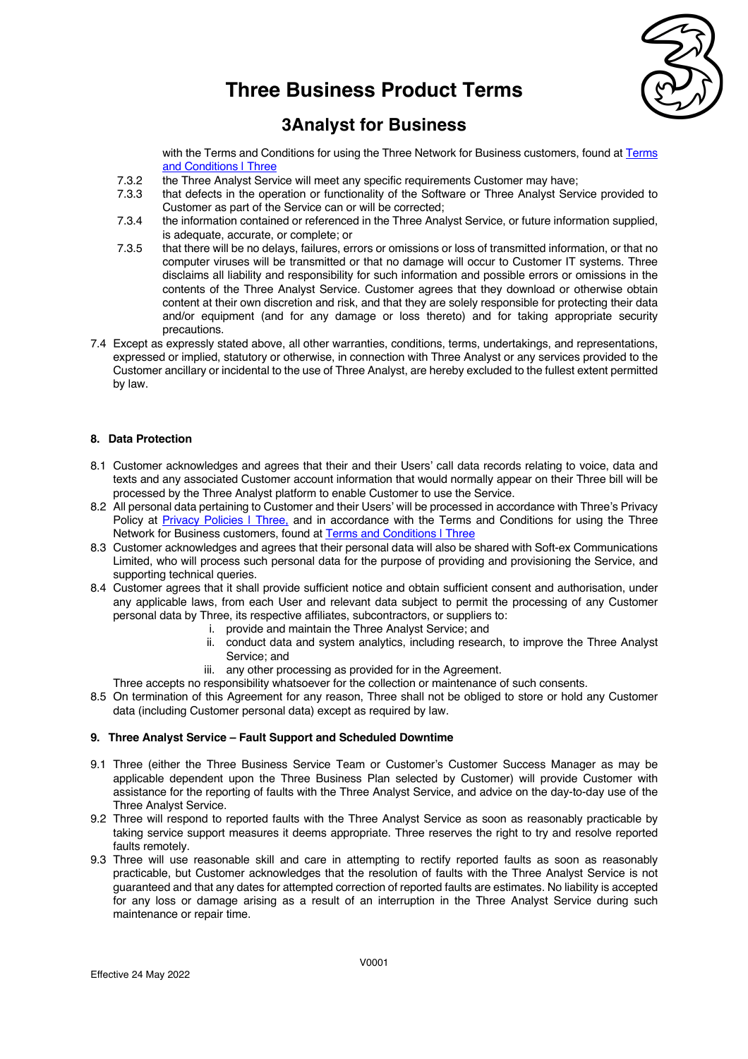with the Terms and Conditions for using the Three Network for Business customers, found at [Terms and Conditions | Three]

7.3.2 the Three Analyst Service will meet any specific requirements Customer may have;

7.3.3 that defects in the operation or functionality of the Software or Three Analyst Service provided to Customer as part of the Service can or will be corrected;

7.3.4 the information contained or referenced in the Three Analyst Service, or future information supplied, is adequate, accurate, or complete; or

7.3.5 that there will be no delays, failures, errors or omissions or loss of transmitted information, or that no computer viruses will be transmitted or that no damage will occur to Customer IT systems. Three disclaims all liability and responsibility for such information and possible errors or omissions in the contents of the Three Analyst Service. Customer agrees that they download or otherwise obtain content at their own discretion and risk, and that they are solely responsible for protecting their data and/or equipment (and for any damage or loss thereto) and for taking appropriate security precautions.

7.4 Except as expressly stated above, all other warranties, conditions, terms, undertakings, and representations, expressed or implied, statutory or otherwise, in connection with Three Analyst or any services provided to the Customer ancillary or incidental to the use of Three Analyst, are hereby excluded to the fullest extent permitted by law.

**8. Data Protection**

8.1 Customer acknowledges and agrees that their and their Users' call data records relating to voice, data and texts and any associated Customer account information that would normally appear on their Three bill will be processed by the Three Analyst platform to enable Customer to use the Service.

8.2 All personal data pertaining to Customer and their Users' will be processed in accordance with Three's Privacy Policy at [Privacy Policies | Three,] and in accordance with the Terms and Conditions for using the Three Network for Business customers, found at [Terms and Conditions | Three]

8.3 Customer acknowledges and agrees that their personal data will also be shared with Soft-ex Communications Limited, who will process such personal data for the purpose of providing and provisioning the Service, and supporting technical queries.

8.4 Customer agrees that it shall provide sufficient notice and obtain sufficient consent and authorisation, under any applicable laws, from each User and relevant data subject to permit the processing of any Customer personal data by Three, its respective affiliates, subcontractors, or suppliers to:

i. provide and maintain the Three Analyst Service; and
ii. conduct data and system analytics, including research, to improve the Three Analyst Service; and
iii. any other processing as provided for in the Agreement.

Three accepts no responsibility whatsoever for the collection or maintenance of such consents.

8.5 On termination of this Agreement for any reason, Three shall not be obliged to store or hold any Customer data (including Customer personal data) except as required by law.

**9. Three Analyst Service – Fault Support and Scheduled Downtime**

9.1 Three (either the Three Business Service Team or Customer's Customer Success Manager as may be applicable dependent upon the Three Business Plan selected by Customer) will provide Customer with assistance for the reporting of faults with the Three Analyst Service, and advice on the day-to-day use of the Three Analyst Service.

9.2 Three will respond to reported faults with the Three Analyst Service as soon as reasonably practicable by taking service support measures it deems appropriate. Three reserves the right to try and resolve reported faults remotely.

9.3 Three will use reasonable skill and care in attempting to rectify reported faults as soon as reasonably practicable, but Customer acknowledges that the resolution of faults with the Three Analyst Service is not guaranteed and that any dates for attempted correction of reported faults are estimates. No liability is accepted for any loss or damage arising as a result of an interruption in the Three Analyst Service during such maintenance or repair time.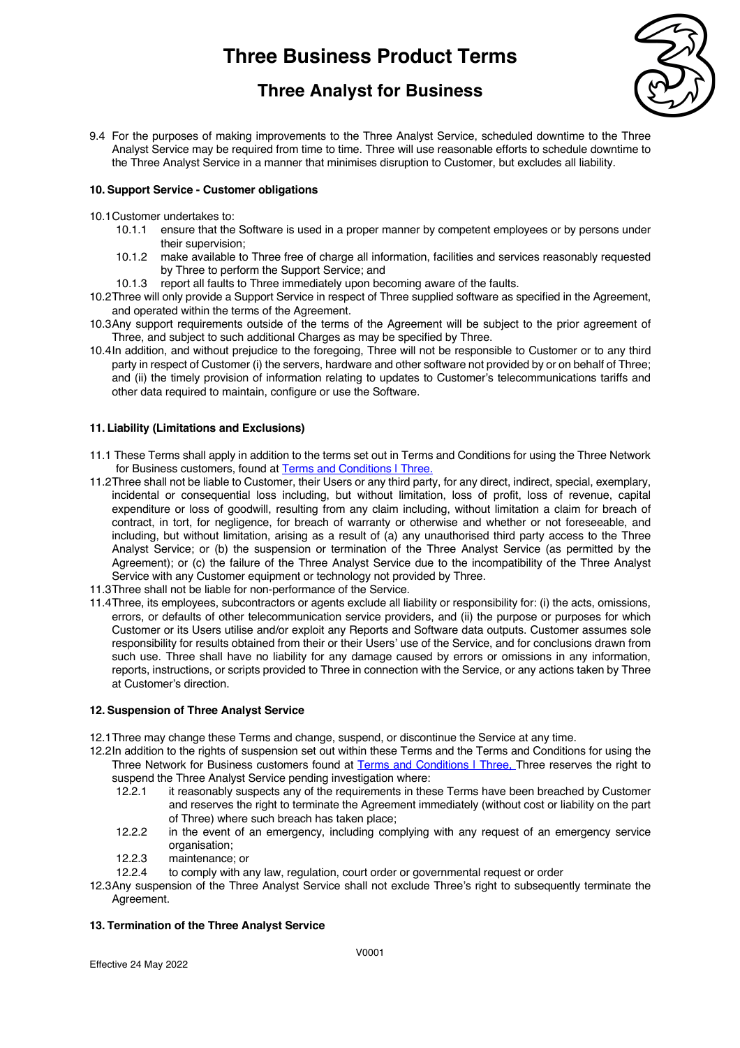9.4 For the purposes of making improvements to the Three Analyst Service, scheduled downtime to the Three Analyst Service may be required from time to time. Three will use reasonable efforts to schedule downtime to the Three Analyst Service in a manner that minimises disruption to Customer, but excludes all liability.

**10. Support Service - Customer obligations**

10.1 Customer undertakes to:

- 10.1.1 ensure that the Software is used in a proper manner by competent employees or by persons under their supervision;
- 10.1.2 make available to Three free of charge all information, facilities and services reasonably requested by Three to perform the Support Service; and
- 10.1.3 report all faults to Three immediately upon becoming aware of the faults.

10.2 Three will only provide a Support Service in respect of Three supplied software as specified in the Agreement, and operated within the terms of the Agreement.

10.3 Any support requirements outside of the terms of the Agreement will be subject to the prior agreement of Three, and subject to such additional Charges as may be specified by Three.

10.4 In addition, and without prejudice to the foregoing, Three will not be responsible to Customer or to any third party in respect of Customer (i) the servers, hardware and other software not provided by or on behalf of Three; and (ii) the timely provision of information relating to updates to Customer's telecommunications tariffs and other data required to maintain, configure or use the Software.

**11. Liability (Limitations and Exclusions)**

11.1 These Terms shall apply in addition to the terms set out in Terms and Conditions for using the Three Network for Business customers, found at [Terms and Conditions | Three.]

11.2 Three shall not be liable to Customer, their Users or any third party, for any direct, indirect, special, exemplary, incidental or consequential loss including, but without limitation, loss of profit, loss of revenue, capital expenditure or loss of goodwill, resulting from any claim including, without limitation a claim for breach of contract, in tort, for negligence, for breach of warranty or otherwise and whether or not foreseeable, and including, but without limitation, arising as a result of (a) any unauthorised third party access to the Three Analyst Service; or (b) the suspension or termination of the Three Analyst Service (as permitted by the Agreement); or (c) the failure of the Three Analyst Service due to the incompatibility of the Three Analyst Service with any Customer equipment or technology not provided by Three.

11.3 Three shall not be liable for non-performance of the Service.

11.4 Three, its employees, subcontractors or agents exclude all liability or responsibility for: (i) the acts, omissions, errors, or defaults of other telecommunication service providers, and (ii) the purpose or purposes for which Customer or its Users utilise and/or exploit any Reports and Software data outputs. Customer assumes sole responsibility for results obtained from their or their Users' use of the Service, and for conclusions drawn from such use. Three shall have no liability for any damage caused by errors or omissions in any information, reports, instructions, or scripts provided to Three in connection with the Service, or any actions taken by Three at Customer's direction.

**12. Suspension of Three Analyst Service**

12.1 Three may change these Terms and change, suspend, or discontinue the Service at any time.

12.2 In addition to the rights of suspension set out within these Terms and the Terms and Conditions for using the Three Network for Business customers found at [Terms and Conditions | Three,] Three reserves the right to suspend the Three Analyst Service pending investigation where:

- 12.2.1 it reasonably suspects any of the requirements in these Terms have been breached by Customer and reserves the right to terminate the Agreement immediately (without cost or liability on the part of Three) where such breach has taken place;
- 12.2.2 in the event of an emergency, including complying with any request of an emergency service organisation;
- 12.2.3 maintenance; or
- 12.2.4 to comply with any law, regulation, court order or governmental request or order

12.3 Any suspension of the Three Analyst Service shall not exclude Three's right to subsequently terminate the Agreement.

**13. Termination of the Three Analyst Service**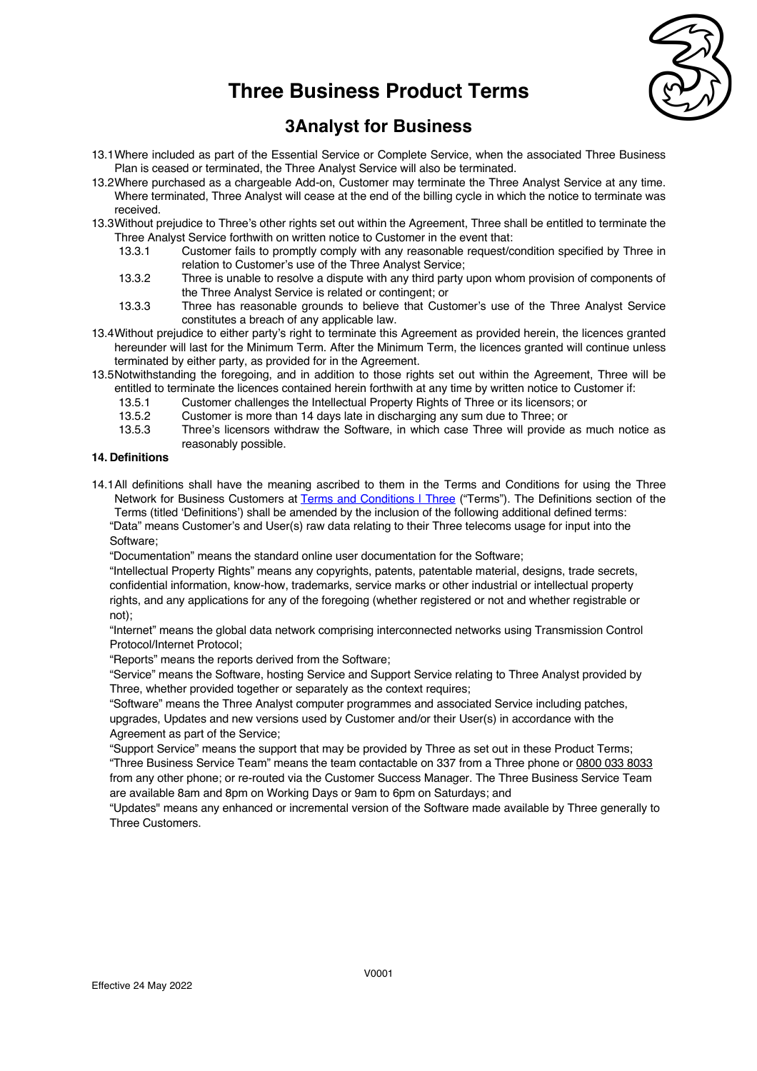# Three Business Product Terms

## 3Analyst for Business

13.1 Where included as part of the Essential Service or Complete Service, when the associated Three Business Plan is ceased or terminated, the Three Analyst Service will also be terminated.

13.2 Where purchased as a chargeable Add-on, Customer may terminate the Three Analyst Service at any time. Where terminated, Three Analyst will cease at the end of the billing cycle in which the notice to terminate was received.

13.3 Without prejudice to Three's other rights set out within the Agreement, Three shall be entitled to terminate the Three Analyst Service forthwith on written notice to Customer in the event that:

- 13.3.1 Customer fails to promptly comply with any reasonable request/condition specified by Three in relation to Customer's use of the Three Analyst Service;
- 13.3.2 Three is unable to resolve a dispute with any third party upon whom provision of components of the Three Analyst Service is related or contingent; or
- 13.3.3 Three has reasonable grounds to believe that Customer's use of the Three Analyst Service constitutes a breach of any applicable law.

13.4 Without prejudice to either party's right to terminate this Agreement as provided herein, the licences granted hereunder will last for the Minimum Term. After the Minimum Term, the licences granted will continue unless terminated by either party, as provided for in the Agreement.

13.5 Notwithstanding the foregoing, and in addition to those rights set out within the Agreement, Three will be entitled to terminate the licences contained herein forthwith at any time by written notice to Customer if:

- 13.5.1 Customer challenges the Intellectual Property Rights of Three or its licensors; or
- 13.5.2 Customer is more than 14 days late in discharging any sum due to Three; or
- 13.5.3 Three's licensors withdraw the Software, in which case Three will provide as much notice as reasonably possible.

**14. Definitions**

14.1 All definitions shall have the meaning ascribed to them in the Terms and Conditions for using the Three Network for Business Customers at [Terms and Conditions | Three] ("Terms"). The Definitions section of the Terms (titled 'Definitions') shall be amended by the inclusion of the following additional defined terms:

"Data" means Customer's and User(s) raw data relating to their Three telecoms usage for input into the Software;

"Documentation" means the standard online user documentation for the Software;

"Intellectual Property Rights" means any copyrights, patents, patentable material, designs, trade secrets, confidential information, know-how, trademarks, service marks or other industrial or intellectual property rights, and any applications for any of the foregoing (whether registered or not and whether registrable or not);

"Internet" means the global data network comprising interconnected networks using Transmission Control Protocol/Internet Protocol;

"Reports" means the reports derived from the Software;

"Service" means the Software, hosting Service and Support Service relating to Three Analyst provided by Three, whether provided together or separately as the context requires;

"Software" means the Three Analyst computer programmes and associated Service including patches, upgrades, Updates and new versions used by Customer and/or their User(s) in accordance with the Agreement as part of the Service;

"Support Service" means the support that may be provided by Three as set out in these Product Terms;

"Three Business Service Team" means the team contactable on 337 from a Three phone or 0800 033 8033 from any other phone; or re-routed via the Customer Success Manager. The Three Business Service Team are available 8am and 8pm on Working Days or 9am to 6pm on Saturdays; and

"Updates" means any enhanced or incremental version of the Software made available by Three generally to Three Customers.

V0001

Effective 24 May 2022